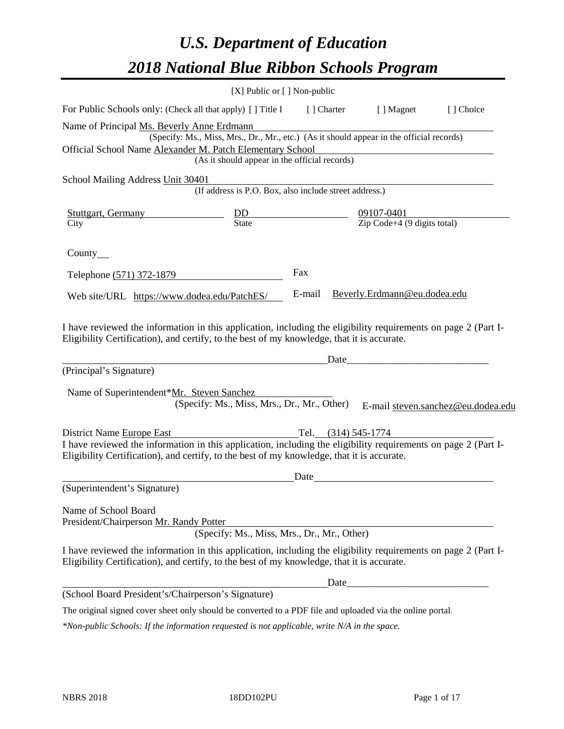# U.S. Department of Education

# 2018 National Blue Ribbon Schools Program

[X] Public or [ ] Non-public

For Public Schools only: (Check all that apply) [ ] Title I [ ] Charter [ ] Magnet [ ] Choice

Name of Principal Ms. Beverly Anne Erdmann
(Specify: Ms., Miss, Mrs., Dr., Mr., etc.) (As it should appear in the official records)

Official School Name Alexander M. Patch Elementary School
(As it should appear in the official records)

School Mailing Address Unit 30401
(If address is P.O. Box, also include street address.)

| Stuttgart, Germany | DD | 09107-0401 |
|---|---|---|
| City | State | Zip Code+4 (9 digits total) |

County

Telephone (571) 372-1879 Fax

Web site/URL https://www.dodea.edu/PatchES/ E-mail Beverly.Erdmann@eu.dodea.edu

I have reviewed the information in this application, including the eligibility requirements on page 2 (Part I-Eligibility Certification), and certify, to the best of my knowledge, that it is accurate.

_______________________________ Date_______________

(Principal's Signature)

Name of Superintendent*Mr. Steven Sanchez
(Specify: Ms., Miss, Mrs., Dr., Mr., Other) E-mail steven.sanchez@eu.dodea.edu

District Name Europe East Tel. (314) 545-1774

I have reviewed the information in this application, including the eligibility requirements on page 2 (Part I-Eligibility Certification), and certify, to the best of my knowledge, that it is accurate.

_______________________________ Date_______________

(Superintendent's Signature)

Name of School Board
President/Chairperson Mr. Randy Potter
(Specify: Ms., Miss, Mrs., Dr., Mr., Other)

I have reviewed the information in this application, including the eligibility requirements on page 2 (Part I-Eligibility Certification), and certify, to the best of my knowledge, that it is accurate.

_______________________________ Date_______________

(School Board President's/Chairperson's Signature)

The original signed cover sheet only should be converted to a PDF file and uploaded via the online portal.

*\*Non-public Schools: If the information requested is not applicable, write N/A in the space.*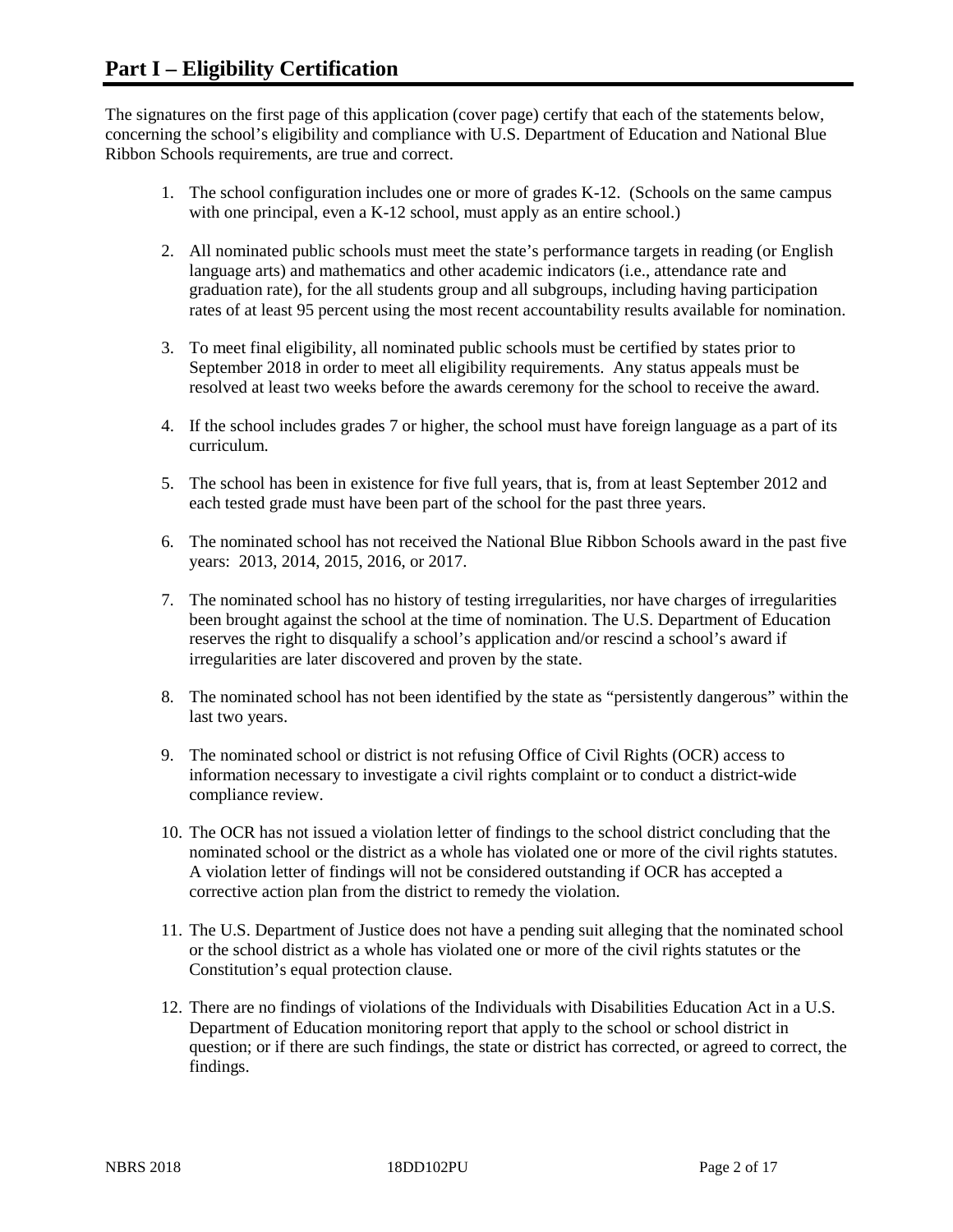# Part I – Eligibility Certification

The signatures on the first page of this application (cover page) certify that each of the statements below, concerning the school's eligibility and compliance with U.S. Department of Education and National Blue Ribbon Schools requirements, are true and correct.

1. The school configuration includes one or more of grades K-12. (Schools on the same campus with one principal, even a K-12 school, must apply as an entire school.)
2. All nominated public schools must meet the state's performance targets in reading (or English language arts) and mathematics and other academic indicators (i.e., attendance rate and graduation rate), for the all students group and all subgroups, including having participation rates of at least 95 percent using the most recent accountability results available for nomination.
3. To meet final eligibility, all nominated public schools must be certified by states prior to September 2018 in order to meet all eligibility requirements. Any status appeals must be resolved at least two weeks before the awards ceremony for the school to receive the award.
4. If the school includes grades 7 or higher, the school must have foreign language as a part of its curriculum.
5. The school has been in existence for five full years, that is, from at least September 2012 and each tested grade must have been part of the school for the past three years.
6. The nominated school has not received the National Blue Ribbon Schools award in the past five years: 2013, 2014, 2015, 2016, or 2017.
7. The nominated school has no history of testing irregularities, nor have charges of irregularities been brought against the school at the time of nomination. The U.S. Department of Education reserves the right to disqualify a school's application and/or rescind a school's award if irregularities are later discovered and proven by the state.
8. The nominated school has not been identified by the state as "persistently dangerous" within the last two years.
9. The nominated school or district is not refusing Office of Civil Rights (OCR) access to information necessary to investigate a civil rights complaint or to conduct a district-wide compliance review.
10. The OCR has not issued a violation letter of findings to the school district concluding that the nominated school or the district as a whole has violated one or more of the civil rights statutes. A violation letter of findings will not be considered outstanding if OCR has accepted a corrective action plan from the district to remedy the violation.
11. The U.S. Department of Justice does not have a pending suit alleging that the nominated school or the school district as a whole has violated one or more of the civil rights statutes or the Constitution's equal protection clause.
12. There are no findings of violations of the Individuals with Disabilities Education Act in a U.S. Department of Education monitoring report that apply to the school or school district in question; or if there are such findings, the state or district has corrected, or agreed to correct, the findings.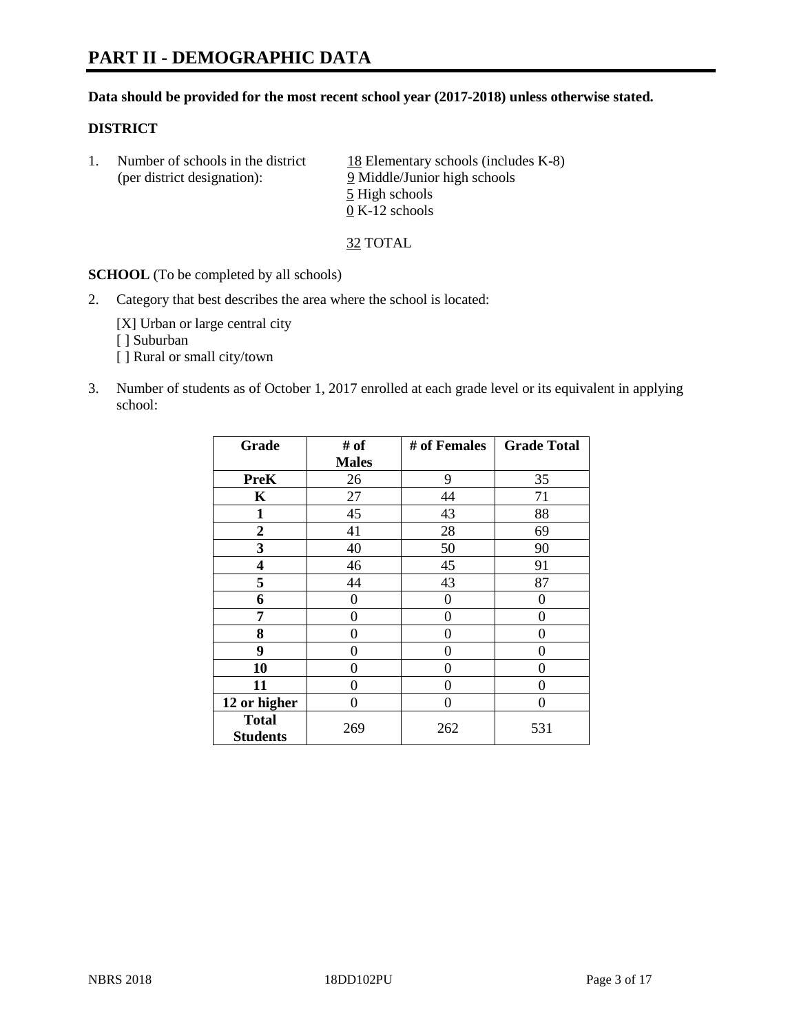# PART II - DEMOGRAPHIC DATA

**Data should be provided for the most recent school year (2017-2018) unless otherwise stated.**

## DISTRICT

1. Number of schools in the district (per district designation):
   18 Elementary schools (includes K-8)
   9 Middle/Junior high schools
   5 High schools
   0 K-12 schools

   32 TOTAL

**SCHOOL** (To be completed by all schools)

2. Category that best describes the area where the school is located:

   [X] Urban or large central city
   [ ] Suburban
   [ ] Rural or small city/town

3. Number of students as of October 1, 2017 enrolled at each grade level or its equivalent in applying school:

| Grade | # of Males | # of Females | Grade Total |
|---|---|---|---|
| PreK | 26 | 9 | 35 |
| K | 27 | 44 | 71 |
| 1 | 45 | 43 | 88 |
| 2 | 41 | 28 | 69 |
| 3 | 40 | 50 | 90 |
| 4 | 46 | 45 | 91 |
| 5 | 44 | 43 | 87 |
| 6 | 0 | 0 | 0 |
| 7 | 0 | 0 | 0 |
| 8 | 0 | 0 | 0 |
| 9 | 0 | 0 | 0 |
| 10 | 0 | 0 | 0 |
| 11 | 0 | 0 | 0 |
| 12 or higher | 0 | 0 | 0 |
| Total Students | 269 | 262 | 531 |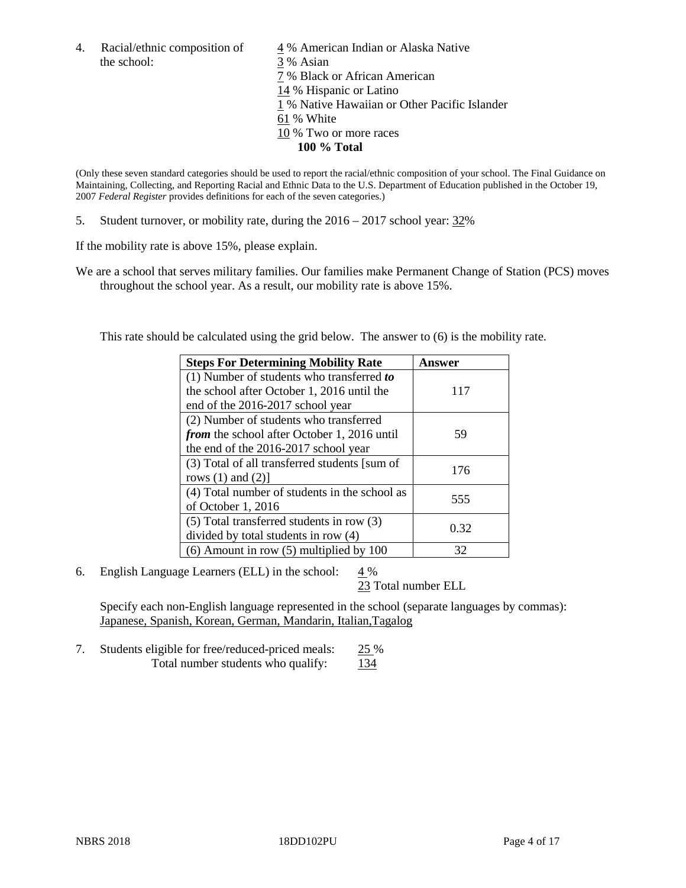4. Racial/ethnic composition of the school:

4 % American Indian or Alaska Native
3 % Asian
7 % Black or African American
14 % Hispanic or Latino
1 % Native Hawaiian or Other Pacific Islander
61 % White
10 % Two or more races
**100 % Total**

(Only these seven standard categories should be used to report the racial/ethnic composition of your school. The Final Guidance on Maintaining, Collecting, and Reporting Racial and Ethnic Data to the U.S. Department of Education published in the October 19, 2007 *Federal Register* provides definitions for each of the seven categories.)

5. Student turnover, or mobility rate, during the 2016 – 2017 school year: 32%

If the mobility rate is above 15%, please explain.

We are a school that serves military families. Our families make Permanent Change of Station (PCS) moves throughout the school year. As a result, our mobility rate is above 15%.

This rate should be calculated using the grid below. The answer to (6) is the mobility rate.

| **Steps For Determining Mobility Rate** | **Answer** |
|---|---|
| (1) Number of students who transferred ***to*** the school after October 1, 2016 until the end of the 2016-2017 school year | 117 |
| (2) Number of students who transferred ***from*** the school after October 1, 2016 until the end of the 2016-2017 school year | 59 |
| (3) Total of all transferred students [sum of rows (1) and (2)] | 176 |
| (4) Total number of students in the school as of October 1, 2016 | 555 |
| (5) Total transferred students in row (3) divided by total students in row (4) | 0.32 |
| (6) Amount in row (5) multiplied by 100 | 32 |

6. English Language Learners (ELL) in the school: 4 %
23 Total number ELL

Specify each non-English language represented in the school (separate languages by commas):
Japanese, Spanish, Korean, German, Mandarin, Italian,Tagalog

7. Students eligible for free/reduced-priced meals: 25 %
Total number students who qualify: 134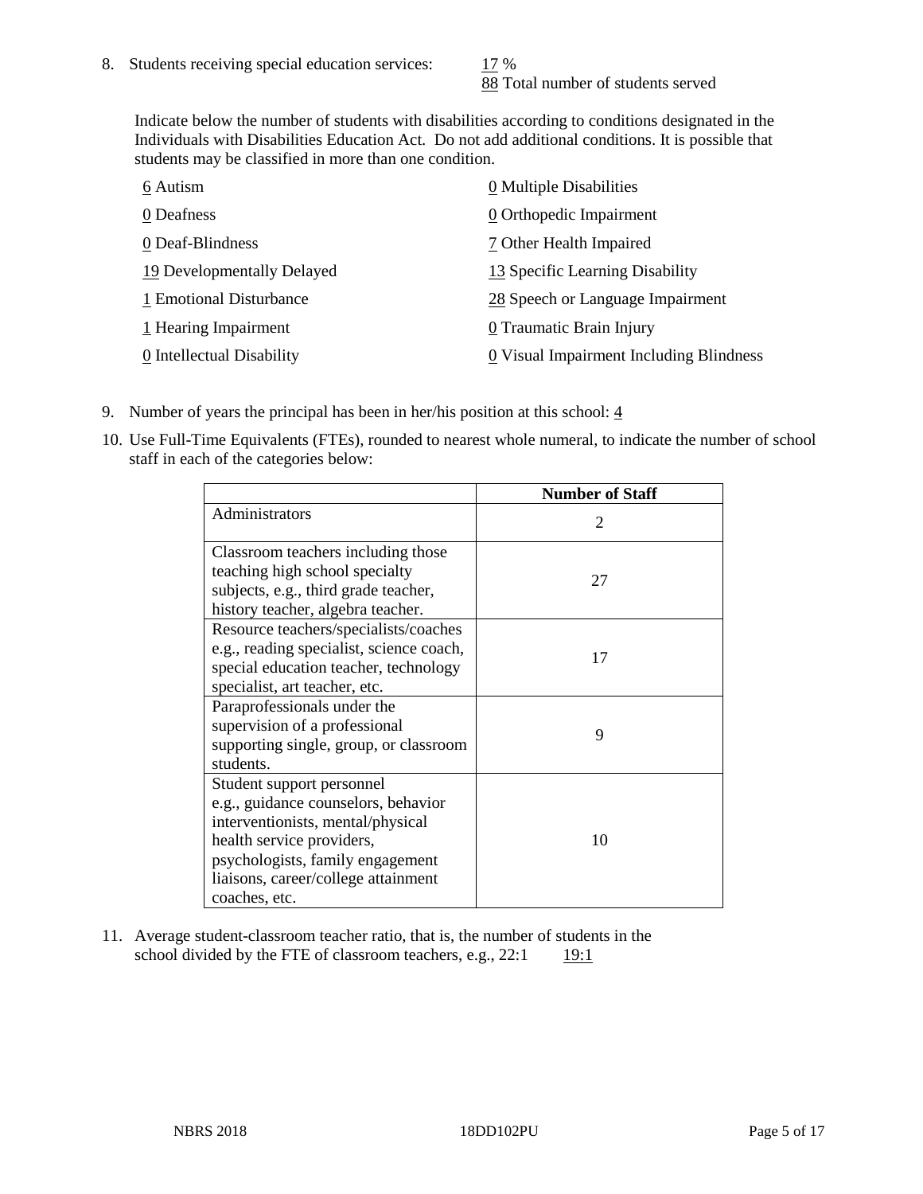8. Students receiving special education services: 17 %
   88 Total number of students served

   Indicate below the number of students with disabilities according to conditions designated in the Individuals with Disabilities Education Act. Do not add additional conditions. It is possible that students may be classified in more than one condition.

   6 Autism
   0 Deafness
   0 Deaf-Blindness
   19 Developmentally Delayed
   1 Emotional Disturbance
   1 Hearing Impairment
   0 Intellectual Disability
   0 Multiple Disabilities
   0 Orthopedic Impairment
   7 Other Health Impaired
   13 Specific Learning Disability
   28 Speech or Language Impairment
   0 Traumatic Brain Injury
   0 Visual Impairment Including Blindness

9. Number of years the principal has been in her/his position at this school: 4

10. Use Full-Time Equivalents (FTEs), rounded to nearest whole numeral, to indicate the number of school staff in each of the categories below:

| | Number of Staff |
|---|---|
| Administrators | 2 |
| Classroom teachers including those teaching high school specialty subjects, e.g., third grade teacher, history teacher, algebra teacher. | 27 |
| Resource teachers/specialists/coaches e.g., reading specialist, science coach, special education teacher, technology specialist, art teacher, etc. | 17 |
| Paraprofessionals under the supervision of a professional supporting single, group, or classroom students. | 9 |
| Student support personnel e.g., guidance counselors, behavior interventionists, mental/physical health service providers, psychologists, family engagement liaisons, career/college attainment coaches, etc. | 10 |

11. Average student-classroom teacher ratio, that is, the number of students in the school divided by the FTE of classroom teachers, e.g., 22:1 19:1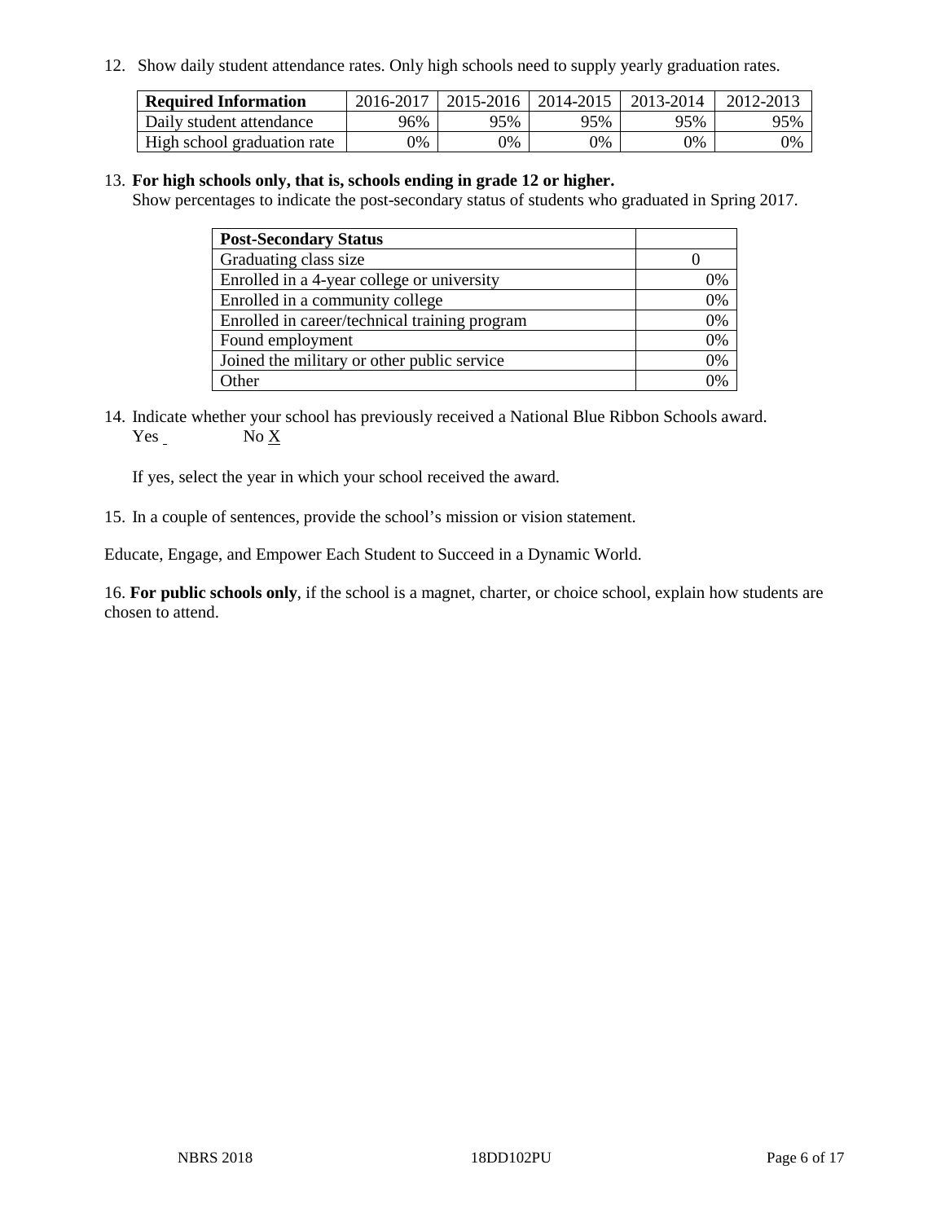12. Show daily student attendance rates. Only high schools need to supply yearly graduation rates.

| Required Information | 2016-2017 | 2015-2016 | 2014-2015 | 2013-2014 | 2012-2013 |
|---|---|---|---|---|---|
| Daily student attendance | 96% | 95% | 95% | 95% | 95% |
| High school graduation rate | 0% | 0% | 0% | 0% | 0% |

13. **For high schools only, that is, schools ending in grade 12 or higher.**
Show percentages to indicate the post-secondary status of students who graduated in Spring 2017.

| Post-Secondary Status | |
|---|---|
| Graduating class size | 0 |
| Enrolled in a 4-year college or university | 0% |
| Enrolled in a community college | 0% |
| Enrolled in career/technical training program | 0% |
| Found employment | 0% |
| Joined the military or other public service | 0% |
| Other | 0% |

14. Indicate whether your school has previously received a National Blue Ribbon Schools award.
Yes ___ No X

If yes, select the year in which your school received the award.

15. In a couple of sentences, provide the school's mission or vision statement.

Educate, Engage, and Empower Each Student to Succeed in a Dynamic World.

16. **For public schools only**, if the school is a magnet, charter, or choice school, explain how students are chosen to attend.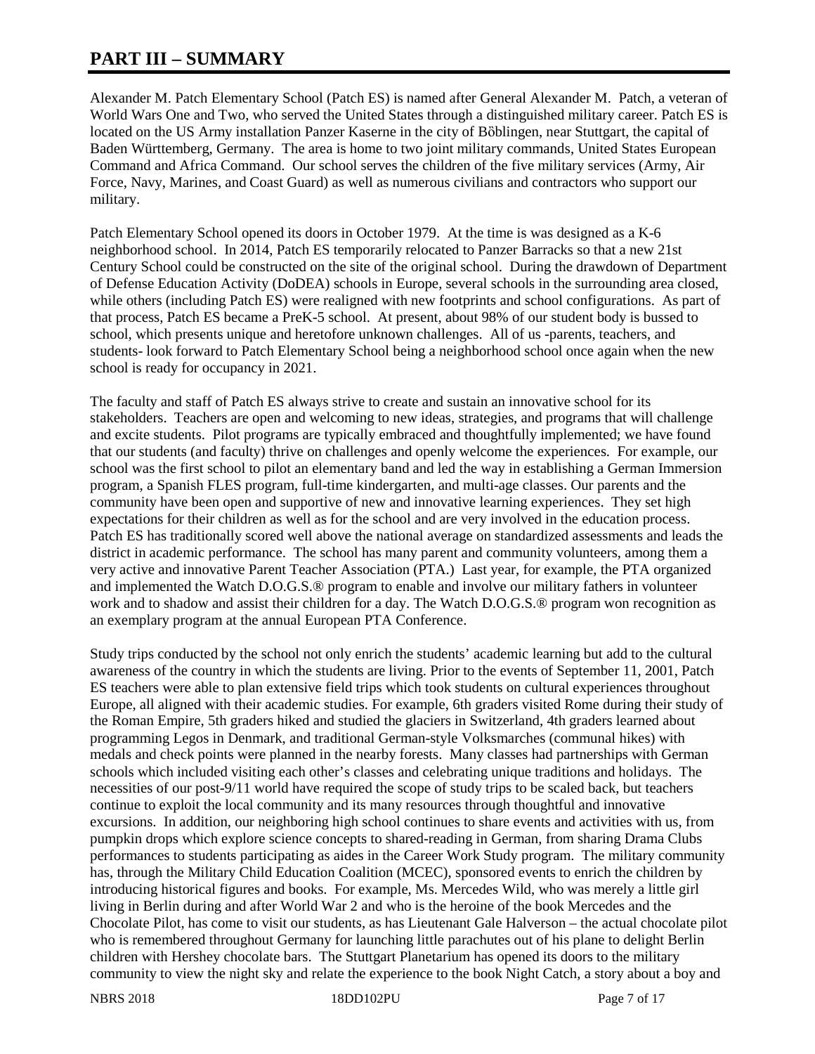# PART III – SUMMARY

Alexander M. Patch Elementary School (Patch ES) is named after General Alexander M. Patch, a veteran of World Wars One and Two, who served the United States through a distinguished military career. Patch ES is located on the US Army installation Panzer Kaserne in the city of Böblingen, near Stuttgart, the capital of Baden Württemberg, Germany. The area is home to two joint military commands, United States European Command and Africa Command. Our school serves the children of the five military services (Army, Air Force, Navy, Marines, and Coast Guard) as well as numerous civilians and contractors who support our military.

Patch Elementary School opened its doors in October 1979. At the time is was designed as a K-6 neighborhood school. In 2014, Patch ES temporarily relocated to Panzer Barracks so that a new 21st Century School could be constructed on the site of the original school. During the drawdown of Department of Defense Education Activity (DoDEA) schools in Europe, several schools in the surrounding area closed, while others (including Patch ES) were realigned with new footprints and school configurations. As part of that process, Patch ES became a PreK-5 school. At present, about 98% of our student body is bussed to school, which presents unique and heretofore unknown challenges. All of us -parents, teachers, and students- look forward to Patch Elementary School being a neighborhood school once again when the new school is ready for occupancy in 2021.

The faculty and staff of Patch ES always strive to create and sustain an innovative school for its stakeholders. Teachers are open and welcoming to new ideas, strategies, and programs that will challenge and excite students. Pilot programs are typically embraced and thoughtfully implemented; we have found that our students (and faculty) thrive on challenges and openly welcome the experiences. For example, our school was the first school to pilot an elementary band and led the way in establishing a German Immersion program, a Spanish FLES program, full-time kindergarten, and multi-age classes. Our parents and the community have been open and supportive of new and innovative learning experiences. They set high expectations for their children as well as for the school and are very involved in the education process. Patch ES has traditionally scored well above the national average on standardized assessments and leads the district in academic performance. The school has many parent and community volunteers, among them a very active and innovative Parent Teacher Association (PTA.) Last year, for example, the PTA organized and implemented the Watch D.O.G.S.® program to enable and involve our military fathers in volunteer work and to shadow and assist their children for a day. The Watch D.O.G.S.® program won recognition as an exemplary program at the annual European PTA Conference.

Study trips conducted by the school not only enrich the students' academic learning but add to the cultural awareness of the country in which the students are living. Prior to the events of September 11, 2001, Patch ES teachers were able to plan extensive field trips which took students on cultural experiences throughout Europe, all aligned with their academic studies. For example, 6th graders visited Rome during their study of the Roman Empire, 5th graders hiked and studied the glaciers in Switzerland, 4th graders learned about programming Legos in Denmark, and traditional German-style Volksmarches (communal hikes) with medals and check points were planned in the nearby forests. Many classes had partnerships with German schools which included visiting each other's classes and celebrating unique traditions and holidays. The necessities of our post-9/11 world have required the scope of study trips to be scaled back, but teachers continue to exploit the local community and its many resources through thoughtful and innovative excursions. In addition, our neighboring high school continues to share events and activities with us, from pumpkin drops which explore science concepts to shared-reading in German, from sharing Drama Clubs performances to students participating as aides in the Career Work Study program. The military community has, through the Military Child Education Coalition (MCEC), sponsored events to enrich the children by introducing historical figures and books. For example, Ms. Mercedes Wild, who was merely a little girl living in Berlin during and after World War 2 and who is the heroine of the book Mercedes and the Chocolate Pilot, has come to visit our students, as has Lieutenant Gale Halverson – the actual chocolate pilot who is remembered throughout Germany for launching little parachutes out of his plane to delight Berlin children with Hershey chocolate bars. The Stuttgart Planetarium has opened its doors to the military community to view the night sky and relate the experience to the book Night Catch, a story about a boy and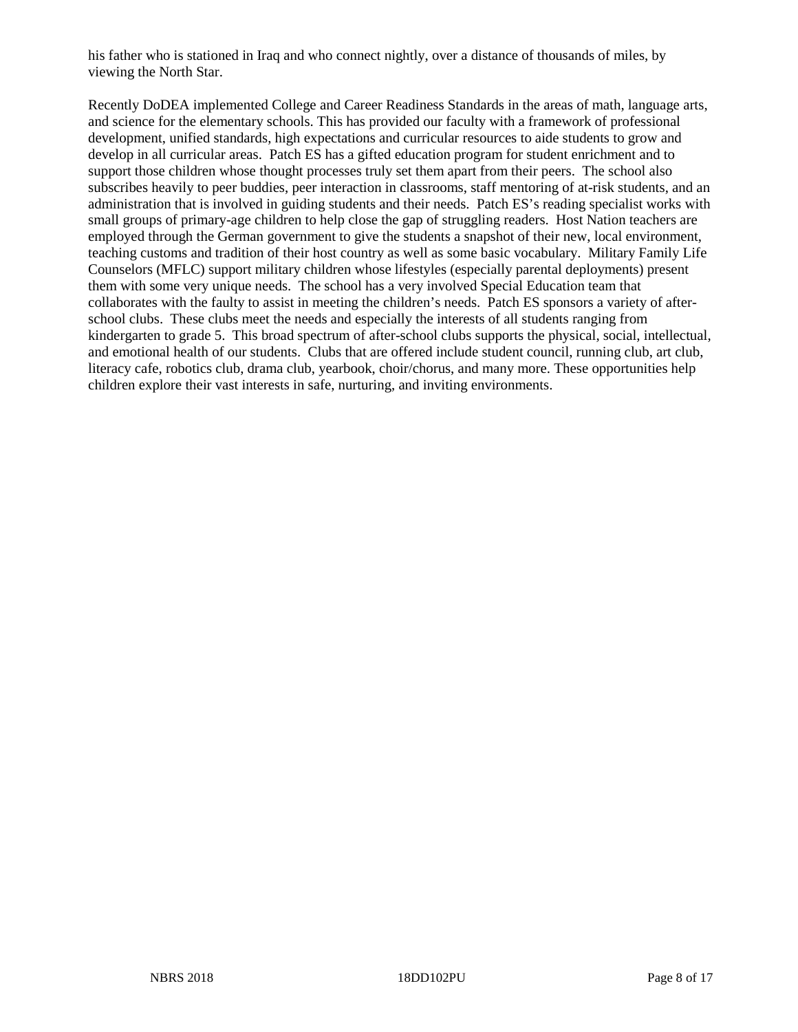his father who is stationed in Iraq and who connect nightly, over a distance of thousands of miles, by viewing the North Star.

Recently DoDEA implemented College and Career Readiness Standards in the areas of math, language arts, and science for the elementary schools. This has provided our faculty with a framework of professional development, unified standards, high expectations and curricular resources to aide students to grow and develop in all curricular areas. Patch ES has a gifted education program for student enrichment and to support those children whose thought processes truly set them apart from their peers. The school also subscribes heavily to peer buddies, peer interaction in classrooms, staff mentoring of at-risk students, and an administration that is involved in guiding students and their needs. Patch ES's reading specialist works with small groups of primary-age children to help close the gap of struggling readers. Host Nation teachers are employed through the German government to give the students a snapshot of their new, local environment, teaching customs and tradition of their host country as well as some basic vocabulary. Military Family Life Counselors (MFLC) support military children whose lifestyles (especially parental deployments) present them with some very unique needs. The school has a very involved Special Education team that collaborates with the faulty to assist in meeting the children's needs. Patch ES sponsors a variety of after-school clubs. These clubs meet the needs and especially the interests of all students ranging from kindergarten to grade 5. This broad spectrum of after-school clubs supports the physical, social, intellectual, and emotional health of our students. Clubs that are offered include student council, running club, art club, literacy cafe, robotics club, drama club, yearbook, choir/chorus, and many more. These opportunities help children explore their vast interests in safe, nurturing, and inviting environments.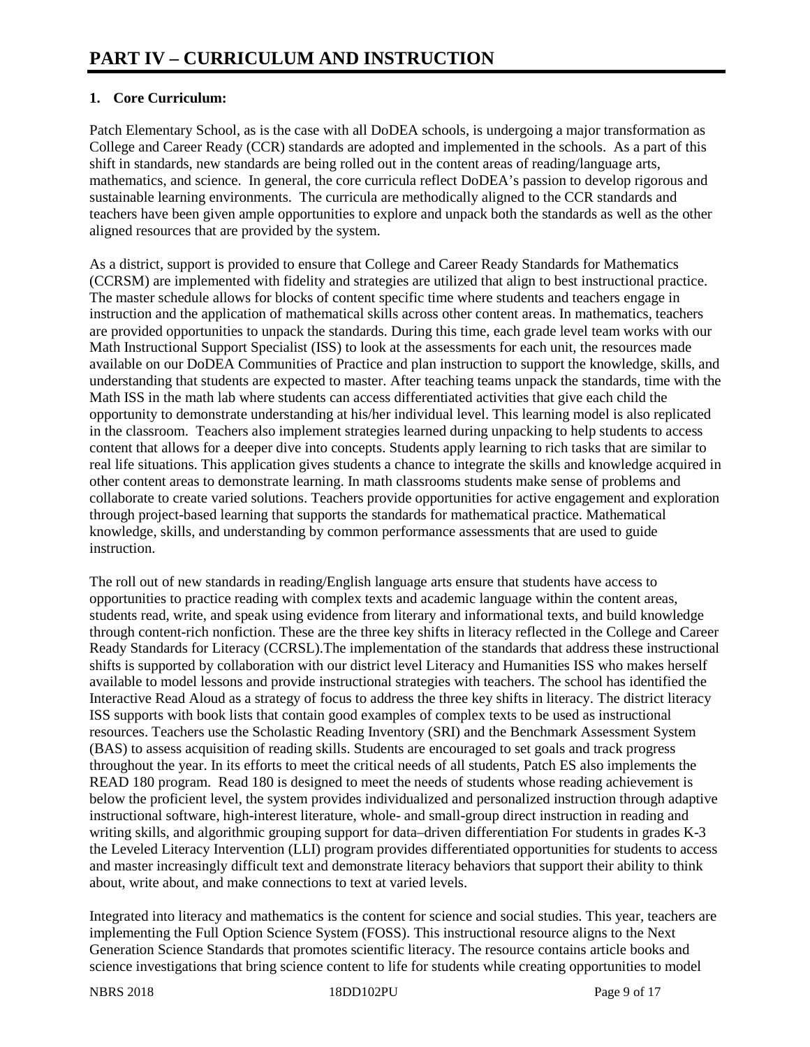# PART IV – CURRICULUM AND INSTRUCTION

**1. Core Curriculum:**

Patch Elementary School, as is the case with all DoDEA schools, is undergoing a major transformation as College and Career Ready (CCR) standards are adopted and implemented in the schools. As a part of this shift in standards, new standards are being rolled out in the content areas of reading/language arts, mathematics, and science. In general, the core curricula reflect DoDEA's passion to develop rigorous and sustainable learning environments. The curricula are methodically aligned to the CCR standards and teachers have been given ample opportunities to explore and unpack both the standards as well as the other aligned resources that are provided by the system.

As a district, support is provided to ensure that College and Career Ready Standards for Mathematics (CCRSM) are implemented with fidelity and strategies are utilized that align to best instructional practice. The master schedule allows for blocks of content specific time where students and teachers engage in instruction and the application of mathematical skills across other content areas. In mathematics, teachers are provided opportunities to unpack the standards. During this time, each grade level team works with our Math Instructional Support Specialist (ISS) to look at the assessments for each unit, the resources made available on our DoDEA Communities of Practice and plan instruction to support the knowledge, skills, and understanding that students are expected to master. After teaching teams unpack the standards, time with the Math ISS in the math lab where students can access differentiated activities that give each child the opportunity to demonstrate understanding at his/her individual level. This learning model is also replicated in the classroom. Teachers also implement strategies learned during unpacking to help students to access content that allows for a deeper dive into concepts. Students apply learning to rich tasks that are similar to real life situations. This application gives students a chance to integrate the skills and knowledge acquired in other content areas to demonstrate learning. In math classrooms students make sense of problems and collaborate to create varied solutions. Teachers provide opportunities for active engagement and exploration through project-based learning that supports the standards for mathematical practice. Mathematical knowledge, skills, and understanding by common performance assessments that are used to guide instruction.

The roll out of new standards in reading/English language arts ensure that students have access to opportunities to practice reading with complex texts and academic language within the content areas, students read, write, and speak using evidence from literary and informational texts, and build knowledge through content-rich nonfiction. These are the three key shifts in literacy reflected in the College and Career Ready Standards for Literacy (CCRSL).The implementation of the standards that address these instructional shifts is supported by collaboration with our district level Literacy and Humanities ISS who makes herself available to model lessons and provide instructional strategies with teachers. The school has identified the Interactive Read Aloud as a strategy of focus to address the three key shifts in literacy. The district literacy ISS supports with book lists that contain good examples of complex texts to be used as instructional resources. Teachers use the Scholastic Reading Inventory (SRI) and the Benchmark Assessment System (BAS) to assess acquisition of reading skills. Students are encouraged to set goals and track progress throughout the year. In its efforts to meet the critical needs of all students, Patch ES also implements the READ 180 program. Read 180 is designed to meet the needs of students whose reading achievement is below the proficient level, the system provides individualized and personalized instruction through adaptive instructional software, high-interest literature, whole- and small-group direct instruction in reading and writing skills, and algorithmic grouping support for data–driven differentiation For students in grades K-3 the Leveled Literacy Intervention (LLI) program provides differentiated opportunities for students to access and master increasingly difficult text and demonstrate literacy behaviors that support their ability to think about, write about, and make connections to text at varied levels.

Integrated into literacy and mathematics is the content for science and social studies. This year, teachers are implementing the Full Option Science System (FOSS). This instructional resource aligns to the Next Generation Science Standards that promotes scientific literacy. The resource contains article books and science investigations that bring science content to life for students while creating opportunities to model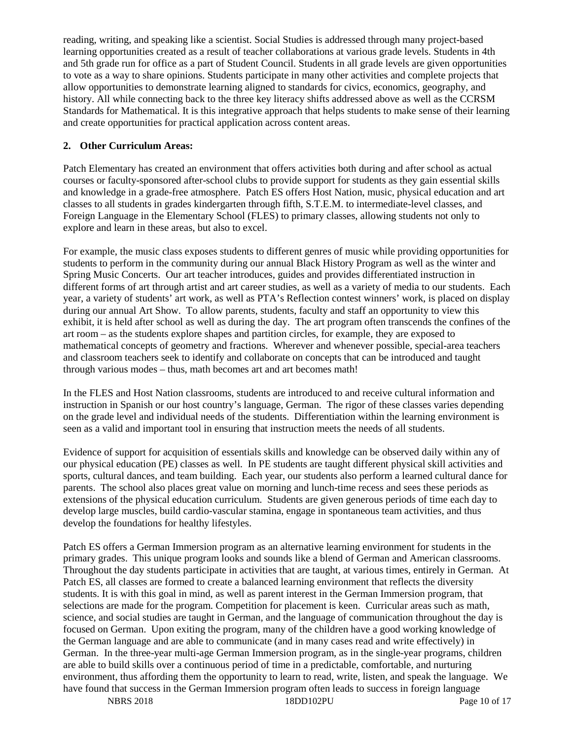reading, writing, and speaking like a scientist. Social Studies is addressed through many project-based learning opportunities created as a result of teacher collaborations at various grade levels. Students in 4th and 5th grade run for office as a part of Student Council. Students in all grade levels are given opportunities to vote as a way to share opinions. Students participate in many other activities and complete projects that allow opportunities to demonstrate learning aligned to standards for civics, economics, geography, and history. All while connecting back to the three key literacy shifts addressed above as well as the CCRSM Standards for Mathematical. It is this integrative approach that helps students to make sense of their learning and create opportunities for practical application across content areas.

**2. Other Curriculum Areas:**

Patch Elementary has created an environment that offers activities both during and after school as actual courses or faculty-sponsored after-school clubs to provide support for students as they gain essential skills and knowledge in a grade-free atmosphere. Patch ES offers Host Nation, music, physical education and art classes to all students in grades kindergarten through fifth, S.T.E.M. to intermediate-level classes, and Foreign Language in the Elementary School (FLES) to primary classes, allowing students not only to explore and learn in these areas, but also to excel.

For example, the music class exposes students to different genres of music while providing opportunities for students to perform in the community during our annual Black History Program as well as the winter and Spring Music Concerts. Our art teacher introduces, guides and provides differentiated instruction in different forms of art through artist and art career studies, as well as a variety of media to our students. Each year, a variety of students' art work, as well as PTA's Reflection contest winners' work, is placed on display during our annual Art Show. To allow parents, students, faculty and staff an opportunity to view this exhibit, it is held after school as well as during the day. The art program often transcends the confines of the art room – as the students explore shapes and partition circles, for example, they are exposed to mathematical concepts of geometry and fractions. Wherever and whenever possible, special-area teachers and classroom teachers seek to identify and collaborate on concepts that can be introduced and taught through various modes – thus, math becomes art and art becomes math!

In the FLES and Host Nation classrooms, students are introduced to and receive cultural information and instruction in Spanish or our host country's language, German. The rigor of these classes varies depending on the grade level and individual needs of the students. Differentiation within the learning environment is seen as a valid and important tool in ensuring that instruction meets the needs of all students.

Evidence of support for acquisition of essentials skills and knowledge can be observed daily within any of our physical education (PE) classes as well. In PE students are taught different physical skill activities and sports, cultural dances, and team building. Each year, our students also perform a learned cultural dance for parents. The school also places great value on morning and lunch-time recess and sees these periods as extensions of the physical education curriculum. Students are given generous periods of time each day to develop large muscles, build cardio-vascular stamina, engage in spontaneous team activities, and thus develop the foundations for healthy lifestyles.

Patch ES offers a German Immersion program as an alternative learning environment for students in the primary grades. This unique program looks and sounds like a blend of German and American classrooms. Throughout the day students participate in activities that are taught, at various times, entirely in German. At Patch ES, all classes are formed to create a balanced learning environment that reflects the diversity students. It is with this goal in mind, as well as parent interest in the German Immersion program, that selections are made for the program. Competition for placement is keen. Curricular areas such as math, science, and social studies are taught in German, and the language of communication throughout the day is focused on German. Upon exiting the program, many of the children have a good working knowledge of the German language and are able to communicate (and in many cases read and write effectively) in German. In the three-year multi-age German Immersion program, as in the single-year programs, children are able to build skills over a continuous period of time in a predictable, comfortable, and nurturing environment, thus affording them the opportunity to learn to read, write, listen, and speak the language. We have found that success in the German Immersion program often leads to success in foreign language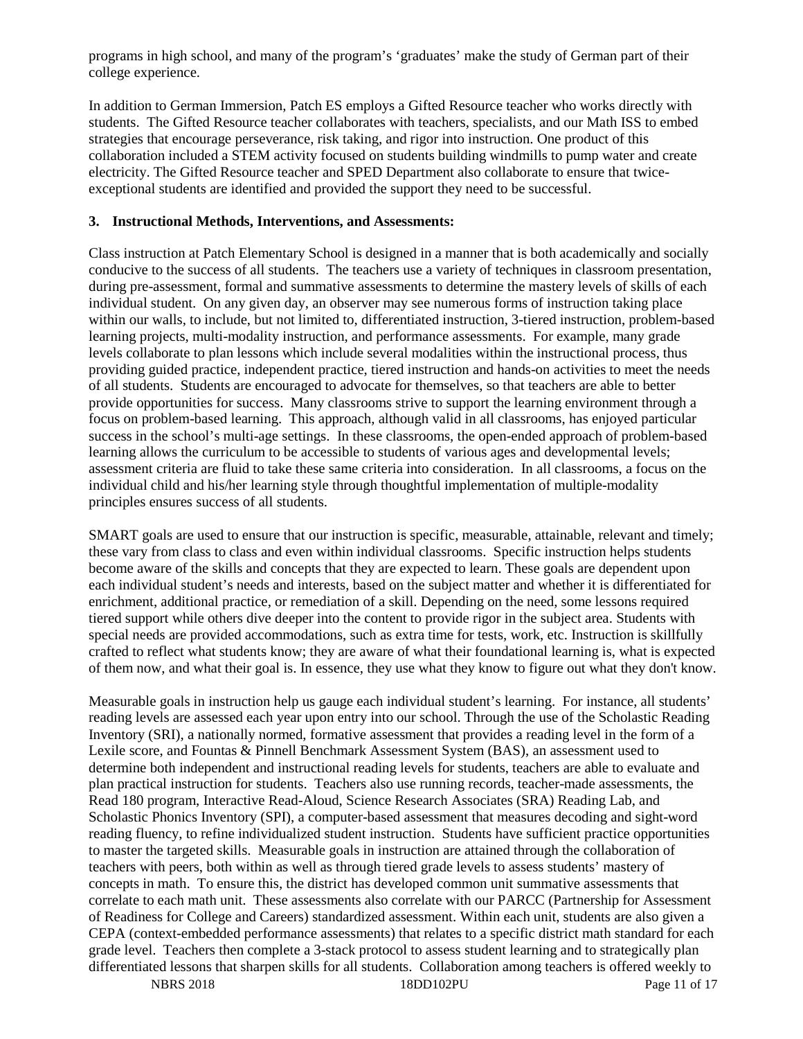programs in high school, and many of the program's 'graduates' make the study of German part of their college experience.

In addition to German Immersion, Patch ES employs a Gifted Resource teacher who works directly with students. The Gifted Resource teacher collaborates with teachers, specialists, and our Math ISS to embed strategies that encourage perseverance, risk taking, and rigor into instruction. One product of this collaboration included a STEM activity focused on students building windmills to pump water and create electricity. The Gifted Resource teacher and SPED Department also collaborate to ensure that twice-exceptional students are identified and provided the support they need to be successful.

### 3. Instructional Methods, Interventions, and Assessments:

Class instruction at Patch Elementary School is designed in a manner that is both academically and socially conducive to the success of all students. The teachers use a variety of techniques in classroom presentation, during pre-assessment, formal and summative assessments to determine the mastery levels of skills of each individual student. On any given day, an observer may see numerous forms of instruction taking place within our walls, to include, but not limited to, differentiated instruction, 3-tiered instruction, problem-based learning projects, multi-modality instruction, and performance assessments. For example, many grade levels collaborate to plan lessons which include several modalities within the instructional process, thus providing guided practice, independent practice, tiered instruction and hands-on activities to meet the needs of all students. Students are encouraged to advocate for themselves, so that teachers are able to better provide opportunities for success. Many classrooms strive to support the learning environment through a focus on problem-based learning. This approach, although valid in all classrooms, has enjoyed particular success in the school's multi-age settings. In these classrooms, the open-ended approach of problem-based learning allows the curriculum to be accessible to students of various ages and developmental levels; assessment criteria are fluid to take these same criteria into consideration. In all classrooms, a focus on the individual child and his/her learning style through thoughtful implementation of multiple-modality principles ensures success of all students.

SMART goals are used to ensure that our instruction is specific, measurable, attainable, relevant and timely; these vary from class to class and even within individual classrooms. Specific instruction helps students become aware of the skills and concepts that they are expected to learn. These goals are dependent upon each individual student's needs and interests, based on the subject matter and whether it is differentiated for enrichment, additional practice, or remediation of a skill. Depending on the need, some lessons required tiered support while others dive deeper into the content to provide rigor in the subject area. Students with special needs are provided accommodations, such as extra time for tests, work, etc. Instruction is skillfully crafted to reflect what students know; they are aware of what their foundational learning is, what is expected of them now, and what their goal is. In essence, they use what they know to figure out what they don't know.

Measurable goals in instruction help us gauge each individual student's learning. For instance, all students' reading levels are assessed each year upon entry into our school. Through the use of the Scholastic Reading Inventory (SRI), a nationally normed, formative assessment that provides a reading level in the form of a Lexile score, and Fountas & Pinnell Benchmark Assessment System (BAS), an assessment used to determine both independent and instructional reading levels for students, teachers are able to evaluate and plan practical instruction for students. Teachers also use running records, teacher-made assessments, the Read 180 program, Interactive Read-Aloud, Science Research Associates (SRA) Reading Lab, and Scholastic Phonics Inventory (SPI), a computer-based assessment that measures decoding and sight-word reading fluency, to refine individualized student instruction. Students have sufficient practice opportunities to master the targeted skills. Measurable goals in instruction are attained through the collaboration of teachers with peers, both within as well as through tiered grade levels to assess students' mastery of concepts in math. To ensure this, the district has developed common unit summative assessments that correlate to each math unit. These assessments also correlate with our PARCC (Partnership for Assessment of Readiness for College and Careers) standardized assessment. Within each unit, students are also given a CEPA (context-embedded performance assessments) that relates to a specific district math standard for each grade level. Teachers then complete a 3-stack protocol to assess student learning and to strategically plan differentiated lessons that sharpen skills for all students. Collaboration among teachers is offered weekly to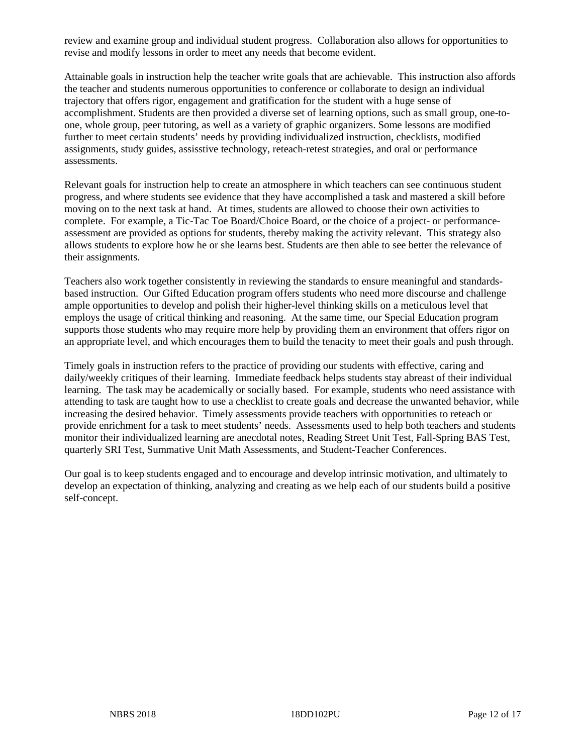review and examine group and individual student progress. Collaboration also allows for opportunities to revise and modify lessons in order to meet any needs that become evident.

Attainable goals in instruction help the teacher write goals that are achievable. This instruction also affords the teacher and students numerous opportunities to conference or collaborate to design an individual trajectory that offers rigor, engagement and gratification for the student with a huge sense of accomplishment. Students are then provided a diverse set of learning options, such as small group, one-to-one, whole group, peer tutoring, as well as a variety of graphic organizers. Some lessons are modified further to meet certain students' needs by providing individualized instruction, checklists, modified assignments, study guides, assisstive technology, reteach-retest strategies, and oral or performance assessments.

Relevant goals for instruction help to create an atmosphere in which teachers can see continuous student progress, and where students see evidence that they have accomplished a task and mastered a skill before moving on to the next task at hand. At times, students are allowed to choose their own activities to complete. For example, a Tic-Tac Toe Board/Choice Board, or the choice of a project- or performance-assessment are provided as options for students, thereby making the activity relevant. This strategy also allows students to explore how he or she learns best. Students are then able to see better the relevance of their assignments.

Teachers also work together consistently in reviewing the standards to ensure meaningful and standards-based instruction. Our Gifted Education program offers students who need more discourse and challenge ample opportunities to develop and polish their higher-level thinking skills on a meticulous level that employs the usage of critical thinking and reasoning. At the same time, our Special Education program supports those students who may require more help by providing them an environment that offers rigor on an appropriate level, and which encourages them to build the tenacity to meet their goals and push through.

Timely goals in instruction refers to the practice of providing our students with effective, caring and daily/weekly critiques of their learning. Immediate feedback helps students stay abreast of their individual learning. The task may be academically or socially based. For example, students who need assistance with attending to task are taught how to use a checklist to create goals and decrease the unwanted behavior, while increasing the desired behavior. Timely assessments provide teachers with opportunities to reteach or provide enrichment for a task to meet students' needs. Assessments used to help both teachers and students monitor their individualized learning are anecdotal notes, Reading Street Unit Test, Fall-Spring BAS Test, quarterly SRI Test, Summative Unit Math Assessments, and Student-Teacher Conferences.

Our goal is to keep students engaged and to encourage and develop intrinsic motivation, and ultimately to develop an expectation of thinking, analyzing and creating as we help each of our students build a positive self-concept.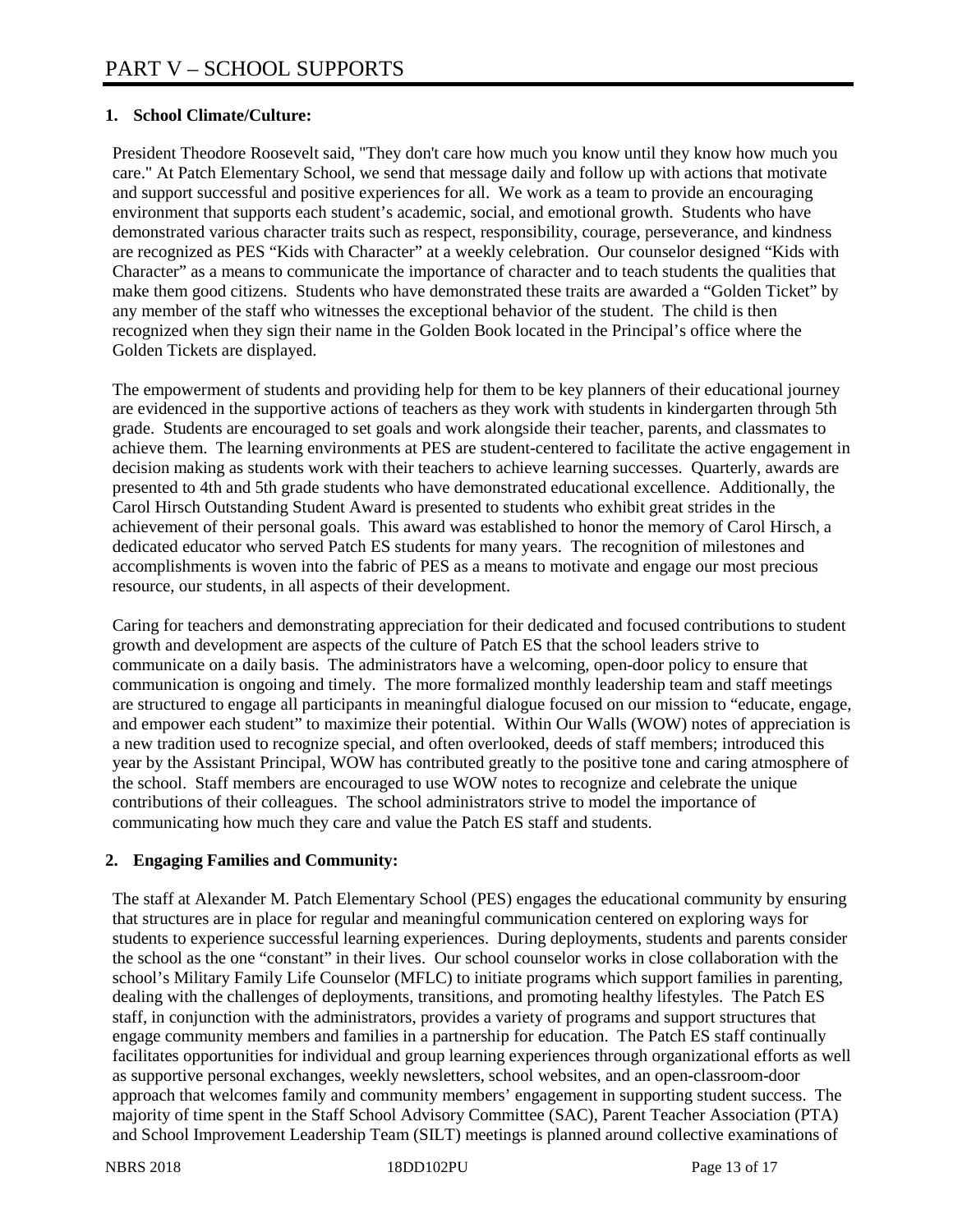# PART V – SCHOOL SUPPORTS

**1. School Climate/Culture:**

President Theodore Roosevelt said, "They don't care how much you know until they know how much you care." At Patch Elementary School, we send that message daily and follow up with actions that motivate and support successful and positive experiences for all. We work as a team to provide an encouraging environment that supports each student's academic, social, and emotional growth. Students who have demonstrated various character traits such as respect, responsibility, courage, perseverance, and kindness are recognized as PES "Kids with Character" at a weekly celebration. Our counselor designed "Kids with Character" as a means to communicate the importance of character and to teach students the qualities that make them good citizens. Students who have demonstrated these traits are awarded a "Golden Ticket" by any member of the staff who witnesses the exceptional behavior of the student. The child is then recognized when they sign their name in the Golden Book located in the Principal's office where the Golden Tickets are displayed.

The empowerment of students and providing help for them to be key planners of their educational journey are evidenced in the supportive actions of teachers as they work with students in kindergarten through 5th grade. Students are encouraged to set goals and work alongside their teacher, parents, and classmates to achieve them. The learning environments at PES are student-centered to facilitate the active engagement in decision making as students work with their teachers to achieve learning successes. Quarterly, awards are presented to 4th and 5th grade students who have demonstrated educational excellence. Additionally, the Carol Hirsch Outstanding Student Award is presented to students who exhibit great strides in the achievement of their personal goals. This award was established to honor the memory of Carol Hirsch, a dedicated educator who served Patch ES students for many years. The recognition of milestones and accomplishments is woven into the fabric of PES as a means to motivate and engage our most precious resource, our students, in all aspects of their development.

Caring for teachers and demonstrating appreciation for their dedicated and focused contributions to student growth and development are aspects of the culture of Patch ES that the school leaders strive to communicate on a daily basis. The administrators have a welcoming, open-door policy to ensure that communication is ongoing and timely. The more formalized monthly leadership team and staff meetings are structured to engage all participants in meaningful dialogue focused on our mission to "educate, engage, and empower each student" to maximize their potential. Within Our Walls (WOW) notes of appreciation is a new tradition used to recognize special, and often overlooked, deeds of staff members; introduced this year by the Assistant Principal, WOW has contributed greatly to the positive tone and caring atmosphere of the school. Staff members are encouraged to use WOW notes to recognize and celebrate the unique contributions of their colleagues. The school administrators strive to model the importance of communicating how much they care and value the Patch ES staff and students.

**2. Engaging Families and Community:**

The staff at Alexander M. Patch Elementary School (PES) engages the educational community by ensuring that structures are in place for regular and meaningful communication centered on exploring ways for students to experience successful learning experiences. During deployments, students and parents consider the school as the one "constant" in their lives. Our school counselor works in close collaboration with the school's Military Family Life Counselor (MFLC) to initiate programs which support families in parenting, dealing with the challenges of deployments, transitions, and promoting healthy lifestyles. The Patch ES staff, in conjunction with the administrators, provides a variety of programs and support structures that engage community members and families in a partnership for education. The Patch ES staff continually facilitates opportunities for individual and group learning experiences through organizational efforts as well as supportive personal exchanges, weekly newsletters, school websites, and an open-classroom-door approach that welcomes family and community members' engagement in supporting student success. The majority of time spent in the Staff School Advisory Committee (SAC), Parent Teacher Association (PTA) and School Improvement Leadership Team (SILT) meetings is planned around collective examinations of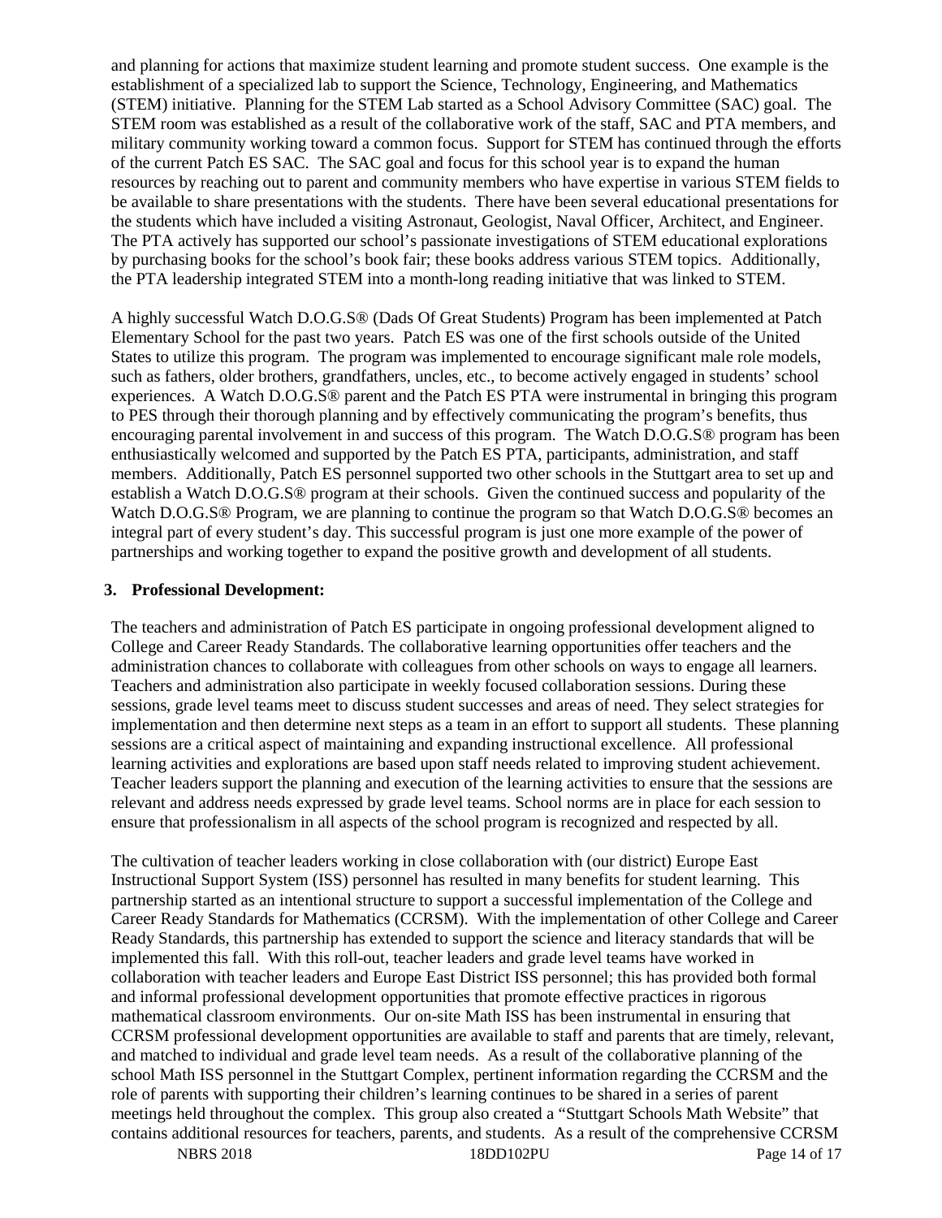and planning for actions that maximize student learning and promote student success. One example is the establishment of a specialized lab to support the Science, Technology, Engineering, and Mathematics (STEM) initiative. Planning for the STEM Lab started as a School Advisory Committee (SAC) goal. The STEM room was established as a result of the collaborative work of the staff, SAC and PTA members, and military community working toward a common focus. Support for STEM has continued through the efforts of the current Patch ES SAC. The SAC goal and focus for this school year is to expand the human resources by reaching out to parent and community members who have expertise in various STEM fields to be available to share presentations with the students. There have been several educational presentations for the students which have included a visiting Astronaut, Geologist, Naval Officer, Architect, and Engineer. The PTA actively has supported our school's passionate investigations of STEM educational explorations by purchasing books for the school's book fair; these books address various STEM topics. Additionally, the PTA leadership integrated STEM into a month-long reading initiative that was linked to STEM.

A highly successful Watch D.O.G.S® (Dads Of Great Students) Program has been implemented at Patch Elementary School for the past two years. Patch ES was one of the first schools outside of the United States to utilize this program. The program was implemented to encourage significant male role models, such as fathers, older brothers, grandfathers, uncles, etc., to become actively engaged in students' school experiences. A Watch D.O.G.S® parent and the Patch ES PTA were instrumental in bringing this program to PES through their thorough planning and by effectively communicating the program's benefits, thus encouraging parental involvement in and success of this program. The Watch D.O.G.S® program has been enthusiastically welcomed and supported by the Patch ES PTA, participants, administration, and staff members. Additionally, Patch ES personnel supported two other schools in the Stuttgart area to set up and establish a Watch D.O.G.S® program at their schools. Given the continued success and popularity of the Watch D.O.G.S® Program, we are planning to continue the program so that Watch D.O.G.S® becomes an integral part of every student's day. This successful program is just one more example of the power of partnerships and working together to expand the positive growth and development of all students.

**3. Professional Development:**

The teachers and administration of Patch ES participate in ongoing professional development aligned to College and Career Ready Standards. The collaborative learning opportunities offer teachers and the administration chances to collaborate with colleagues from other schools on ways to engage all learners. Teachers and administration also participate in weekly focused collaboration sessions. During these sessions, grade level teams meet to discuss student successes and areas of need. They select strategies for implementation and then determine next steps as a team in an effort to support all students. These planning sessions are a critical aspect of maintaining and expanding instructional excellence. All professional learning activities and explorations are based upon staff needs related to improving student achievement. Teacher leaders support the planning and execution of the learning activities to ensure that the sessions are relevant and address needs expressed by grade level teams. School norms are in place for each session to ensure that professionalism in all aspects of the school program is recognized and respected by all.

The cultivation of teacher leaders working in close collaboration with (our district) Europe East Instructional Support System (ISS) personnel has resulted in many benefits for student learning. This partnership started as an intentional structure to support a successful implementation of the College and Career Ready Standards for Mathematics (CCRSM). With the implementation of other College and Career Ready Standards, this partnership has extended to support the science and literacy standards that will be implemented this fall. With this roll-out, teacher leaders and grade level teams have worked in collaboration with teacher leaders and Europe East District ISS personnel; this has provided both formal and informal professional development opportunities that promote effective practices in rigorous mathematical classroom environments. Our on-site Math ISS has been instrumental in ensuring that CCRSM professional development opportunities are available to staff and parents that are timely, relevant, and matched to individual and grade level team needs. As a result of the collaborative planning of the school Math ISS personnel in the Stuttgart Complex, pertinent information regarding the CCRSM and the role of parents with supporting their children's learning continues to be shared in a series of parent meetings held throughout the complex. This group also created a "Stuttgart Schools Math Website" that contains additional resources for teachers, parents, and students. As a result of the comprehensive CCRSM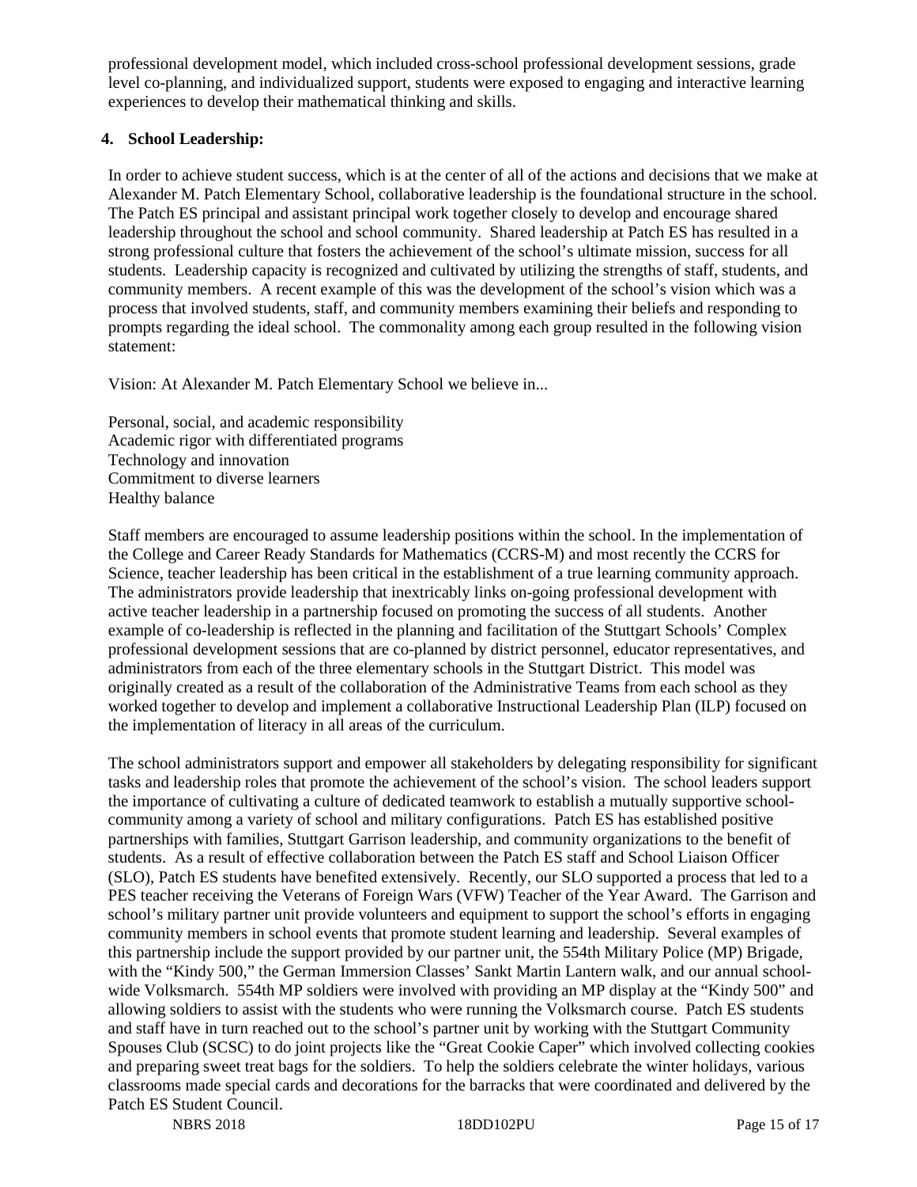professional development model, which included cross-school professional development sessions, grade level co-planning, and individualized support, students were exposed to engaging and interactive learning experiences to develop their mathematical thinking and skills.

**4. School Leadership:**

In order to achieve student success, which is at the center of all of the actions and decisions that we make at Alexander M. Patch Elementary School, collaborative leadership is the foundational structure in the school. The Patch ES principal and assistant principal work together closely to develop and encourage shared leadership throughout the school and school community. Shared leadership at Patch ES has resulted in a strong professional culture that fosters the achievement of the school's ultimate mission, success for all students. Leadership capacity is recognized and cultivated by utilizing the strengths of staff, students, and community members. A recent example of this was the development of the school's vision which was a process that involved students, staff, and community members examining their beliefs and responding to prompts regarding the ideal school. The commonality among each group resulted in the following vision statement:

Vision: At Alexander M. Patch Elementary School we believe in...

Personal, social, and academic responsibility
Academic rigor with differentiated programs
Technology and innovation
Commitment to diverse learners
Healthy balance

Staff members are encouraged to assume leadership positions within the school. In the implementation of the College and Career Ready Standards for Mathematics (CCRS-M) and most recently the CCRS for Science, teacher leadership has been critical in the establishment of a true learning community approach. The administrators provide leadership that inextricably links on-going professional development with active teacher leadership in a partnership focused on promoting the success of all students. Another example of co-leadership is reflected in the planning and facilitation of the Stuttgart Schools' Complex professional development sessions that are co-planned by district personnel, educator representatives, and administrators from each of the three elementary schools in the Stuttgart District. This model was originally created as a result of the collaboration of the Administrative Teams from each school as they worked together to develop and implement a collaborative Instructional Leadership Plan (ILP) focused on the implementation of literacy in all areas of the curriculum.

The school administrators support and empower all stakeholders by delegating responsibility for significant tasks and leadership roles that promote the achievement of the school's vision. The school leaders support the importance of cultivating a culture of dedicated teamwork to establish a mutually supportive school-community among a variety of school and military configurations. Patch ES has established positive partnerships with families, Stuttgart Garrison leadership, and community organizations to the benefit of students. As a result of effective collaboration between the Patch ES staff and School Liaison Officer (SLO), Patch ES students have benefited extensively. Recently, our SLO supported a process that led to a PES teacher receiving the Veterans of Foreign Wars (VFW) Teacher of the Year Award. The Garrison and school's military partner unit provide volunteers and equipment to support the school's efforts in engaging community members in school events that promote student learning and leadership. Several examples of this partnership include the support provided by our partner unit, the 554th Military Police (MP) Brigade, with the "Kindy 500," the German Immersion Classes' Sankt Martin Lantern walk, and our annual school-wide Volksmarch. 554th MP soldiers were involved with providing an MP display at the "Kindy 500" and allowing soldiers to assist with the students who were running the Volksmarch course. Patch ES students and staff have in turn reached out to the school's partner unit by working with the Stuttgart Community Spouses Club (SCSC) to do joint projects like the "Great Cookie Caper" which involved collecting cookies and preparing sweet treat bags for the soldiers. To help the soldiers celebrate the winter holidays, various classrooms made special cards and decorations for the barracks that were coordinated and delivered by the Patch ES Student Council.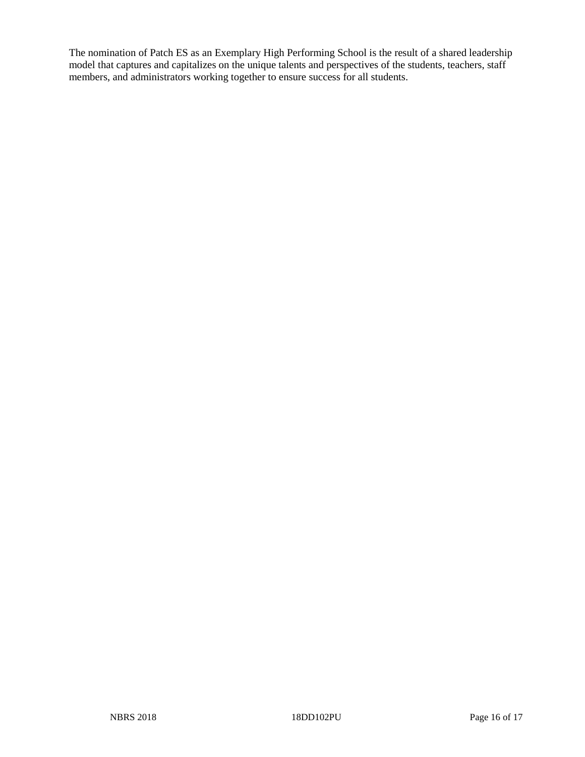The nomination of Patch ES as an Exemplary High Performing School is the result of a shared leadership model that captures and capitalizes on the unique talents and perspectives of the students, teachers, staff members, and administrators working together to ensure success for all students.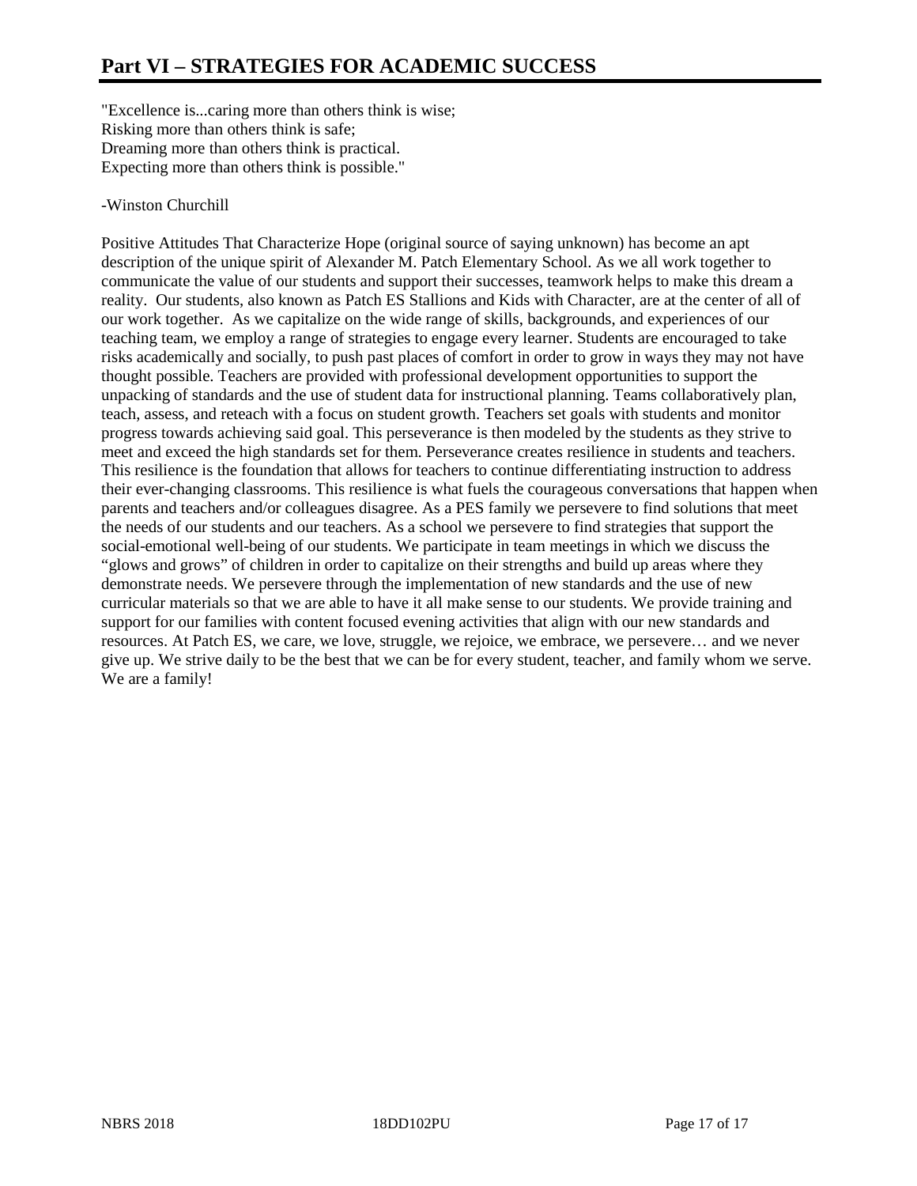# Part VI – STRATEGIES FOR ACADEMIC SUCCESS

"Excellence is...caring more than others think is wise;
Risking more than others think is safe;
Dreaming more than others think is practical.
Expecting more than others think is possible."

-Winston Churchill

Positive Attitudes That Characterize Hope (original source of saying unknown) has become an apt description of the unique spirit of Alexander M. Patch Elementary School. As we all work together to communicate the value of our students and support their successes, teamwork helps to make this dream a reality. Our students, also known as Patch ES Stallions and Kids with Character, are at the center of all of our work together. As we capitalize on the wide range of skills, backgrounds, and experiences of our teaching team, we employ a range of strategies to engage every learner. Students are encouraged to take risks academically and socially, to push past places of comfort in order to grow in ways they may not have thought possible. Teachers are provided with professional development opportunities to support the unpacking of standards and the use of student data for instructional planning. Teams collaboratively plan, teach, assess, and reteach with a focus on student growth. Teachers set goals with students and monitor progress towards achieving said goal. This perseverance is then modeled by the students as they strive to meet and exceed the high standards set for them. Perseverance creates resilience in students and teachers. This resilience is the foundation that allows for teachers to continue differentiating instruction to address their ever-changing classrooms. This resilience is what fuels the courageous conversations that happen when parents and teachers and/or colleagues disagree. As a PES family we persevere to find solutions that meet the needs of our students and our teachers. As a school we persevere to find strategies that support the social-emotional well-being of our students. We participate in team meetings in which we discuss the "glows and grows" of children in order to capitalize on their strengths and build up areas where they demonstrate needs. We persevere through the implementation of new standards and the use of new curricular materials so that we are able to have it all make sense to our students. We provide training and support for our families with content focused evening activities that align with our new standards and resources. At Patch ES, we care, we love, struggle, we rejoice, we embrace, we persevere… and we never give up. We strive daily to be the best that we can be for every student, teacher, and family whom we serve. We are a family!